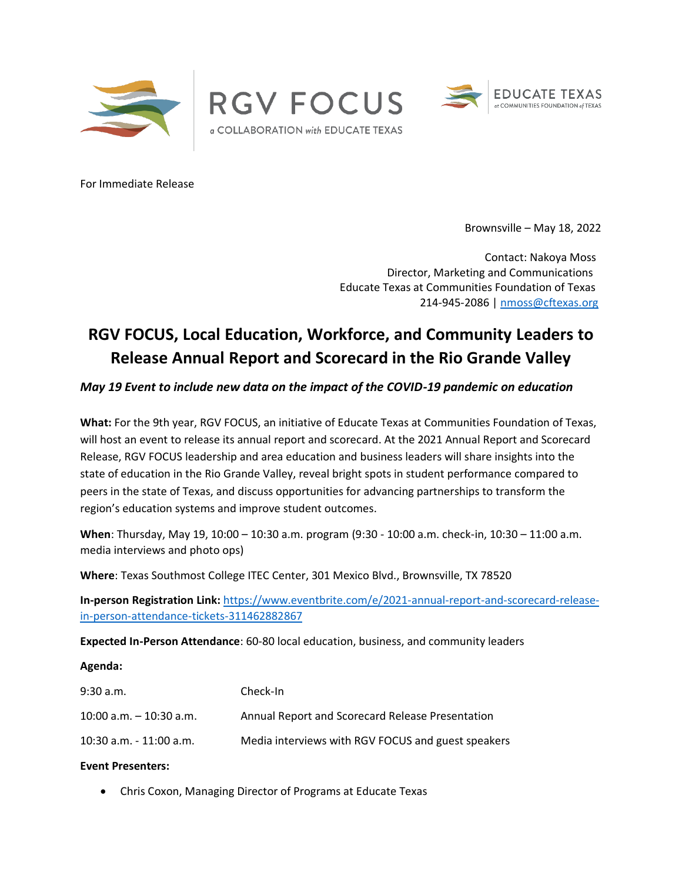RGV FOCUS
a COLLABORATION with EDUCATE TEXAS

EDUCATE TEXAS
at COMMUNITIES FOUNDATION of TEXAS

For Immediate Release

Brownsville – May 18, 2022

Contact: Nakoya Moss
Director, Marketing and Communications
Educate Texas at Communities Foundation of Texas
214-945-2086 | nmoss@cftexas.org

# RGV FOCUS, Local Education, Workforce, and Community Leaders to Release Annual Report and Scorecard in the Rio Grande Valley

***May 19 Event to include new data on the impact of the COVID-19 pandemic on education***

**What:** For the 9th year, RGV FOCUS, an initiative of Educate Texas at Communities Foundation of Texas, will host an event to release its annual report and scorecard. At the 2021 Annual Report and Scorecard Release, RGV FOCUS leadership and area education and business leaders will share insights into the state of education in the Rio Grande Valley, reveal bright spots in student performance compared to peers in the state of Texas, and discuss opportunities for advancing partnerships to transform the region's education systems and improve student outcomes.

**When**: Thursday, May 19, 10:00 – 10:30 a.m. program (9:30 - 10:00 a.m. check-in, 10:30 – 11:00 a.m. media interviews and photo ops)

**Where**: Texas Southmost College ITEC Center, 301 Mexico Blvd., Brownsville, TX 78520

**In-person Registration Link:** https://www.eventbrite.com/e/2021-annual-report-and-scorecard-release-in-person-attendance-tickets-311462882867

**Expected In-Person Attendance**: 60-80 local education, business, and community leaders

**Agenda:**

| | |
|---|---|
| 9:30 a.m. | Check-In |
| 10:00 a.m. – 10:30 a.m. | Annual Report and Scorecard Release Presentation |
| 10:30 a.m. - 11:00 a.m. | Media interviews with RGV FOCUS and guest speakers |

**Event Presenters:**

- Chris Coxon, Managing Director of Programs at Educate Texas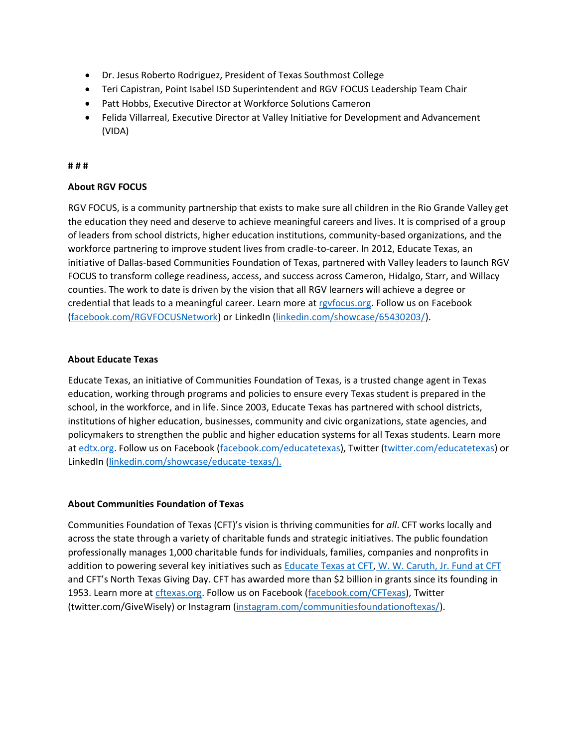- Dr. Jesus Roberto Rodriguez, President of Texas Southmost College
- Teri Capistran, Point Isabel ISD Superintendent and RGV FOCUS Leadership Team Chair
- Patt Hobbs, Executive Director at Workforce Solutions Cameron
- Felida Villarreal, Executive Director at Valley Initiative for Development and Advancement (VIDA)

**# # #**

**About RGV FOCUS**

RGV FOCUS, is a community partnership that exists to make sure all children in the Rio Grande Valley get the education they need and deserve to achieve meaningful careers and lives. It is comprised of a group of leaders from school districts, higher education institutions, community-based organizations, and the workforce partnering to improve student lives from cradle-to-career. In 2012, Educate Texas, an initiative of Dallas-based Communities Foundation of Texas, partnered with Valley leaders to launch RGV FOCUS to transform college readiness, access, and success across Cameron, Hidalgo, Starr, and Willacy counties. The work to date is driven by the vision that all RGV learners will achieve a degree or credential that leads to a meaningful career. Learn more at rgvfocus.org. Follow us on Facebook (facebook.com/RGVFOCUSNetwork) or LinkedIn (linkedin.com/showcase/65430203/).

**About Educate Texas**

Educate Texas, an initiative of Communities Foundation of Texas, is a trusted change agent in Texas education, working through programs and policies to ensure every Texas student is prepared in the school, in the workforce, and in life. Since 2003, Educate Texas has partnered with school districts, institutions of higher education, businesses, community and civic organizations, state agencies, and policymakers to strengthen the public and higher education systems for all Texas students. Learn more at edtx.org. Follow us on Facebook (facebook.com/educatetexas), Twitter (twitter.com/educatetexas) or LinkedIn (linkedin.com/showcase/educate-texas/).

**About Communities Foundation of Texas**

Communities Foundation of Texas (CFT)'s vision is thriving communities for *all*. CFT works locally and across the state through a variety of charitable funds and strategic initiatives. The public foundation professionally manages 1,000 charitable funds for individuals, families, companies and nonprofits in addition to powering several key initiatives such as Educate Texas at CFT, W. W. Caruth, Jr. Fund at CFT and CFT's North Texas Giving Day. CFT has awarded more than $2 billion in grants since its founding in 1953. Learn more at cftexas.org. Follow us on Facebook (facebook.com/CFTexas), Twitter (twitter.com/GiveWisely) or Instagram (instagram.com/communitiesfoundationoftexas/).